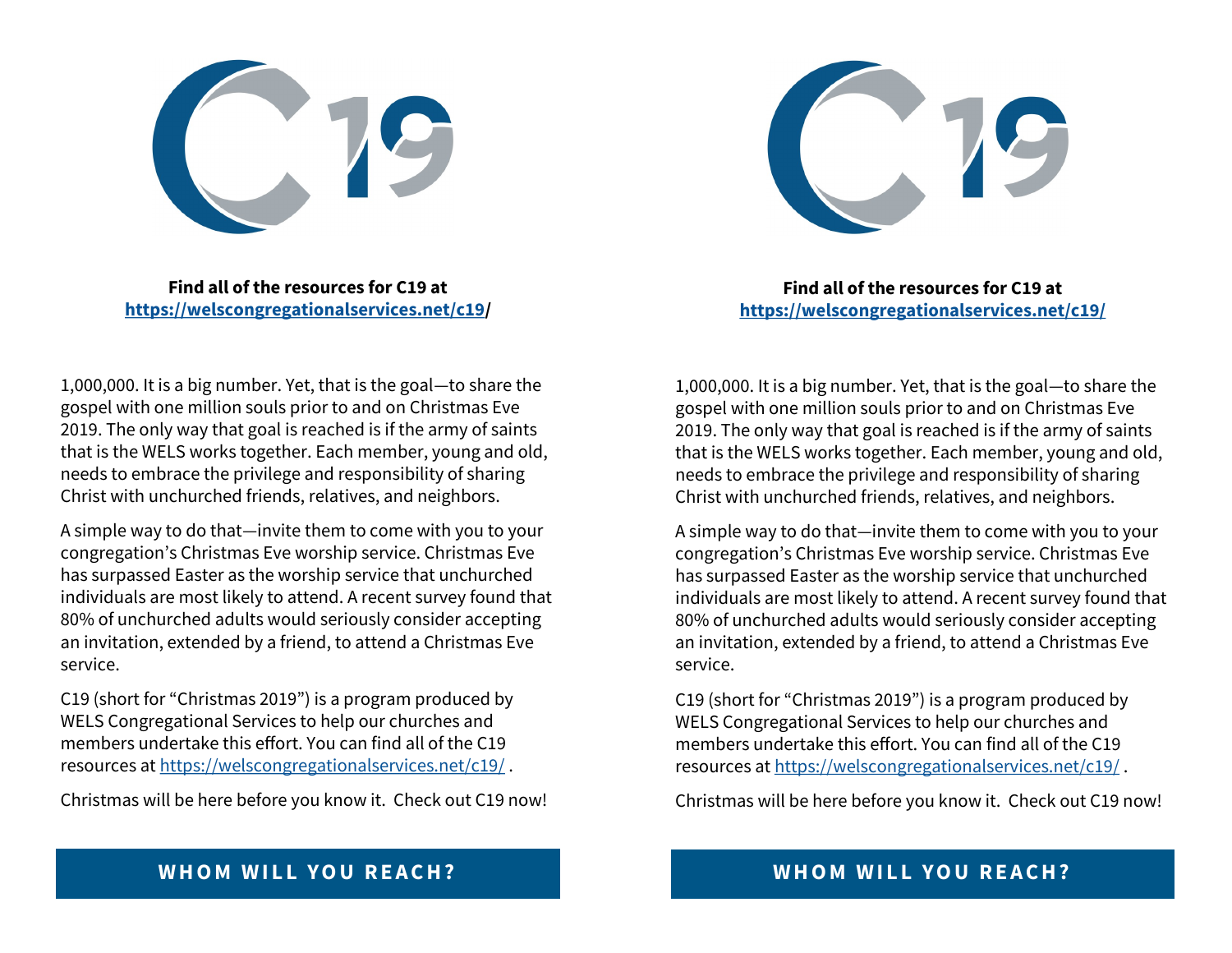C19

**Find all of the resources for C19 at**
**[https://welscongregationalservices.net/c19/](https://welscongregationalservices.net/c19/)**

1,000,000. It is a big number. Yet, that is the goal—to share the gospel with one million souls prior to and on Christmas Eve 2019. The only way that goal is reached is if the army of saints that is the WELS works together. Each member, young and old, needs to embrace the privilege and responsibility of sharing Christ with unchurched friends, relatives, and neighbors.

A simple way to do that—invite them to come with you to your congregation's Christmas Eve worship service. Christmas Eve has surpassed Easter as the worship service that unchurched individuals are most likely to attend. A recent survey found that 80% of unchurched adults would seriously consider accepting an invitation, extended by a friend, to attend a Christmas Eve service.

C19 (short for "Christmas 2019") is a program produced by WELS Congregational Services to help our churches and members undertake this effort. You can find all of the C19 resources at [https://welscongregationalservices.net/c19/](https://welscongregationalservices.net/c19/) .

Christmas will be here before you know it. Check out C19 now!

**WHOM WILL YOU REACH?**

C19

**Find all of the resources for C19 at**
**[https://welscongregationalservices.net/c19/](https://welscongregationalservices.net/c19/)**

1,000,000. It is a big number. Yet, that is the goal—to share the gospel with one million souls prior to and on Christmas Eve 2019. The only way that goal is reached is if the army of saints that is the WELS works together. Each member, young and old, needs to embrace the privilege and responsibility of sharing Christ with unchurched friends, relatives, and neighbors.

A simple way to do that—invite them to come with you to your congregation's Christmas Eve worship service. Christmas Eve has surpassed Easter as the worship service that unchurched individuals are most likely to attend. A recent survey found that 80% of unchurched adults would seriously consider accepting an invitation, extended by a friend, to attend a Christmas Eve service.

C19 (short for "Christmas 2019") is a program produced by WELS Congregational Services to help our churches and members undertake this effort. You can find all of the C19 resources at [https://welscongregationalservices.net/c19/](https://welscongregationalservices.net/c19/) .

Christmas will be here before you know it. Check out C19 now!

**WHOM WILL YOU REACH?**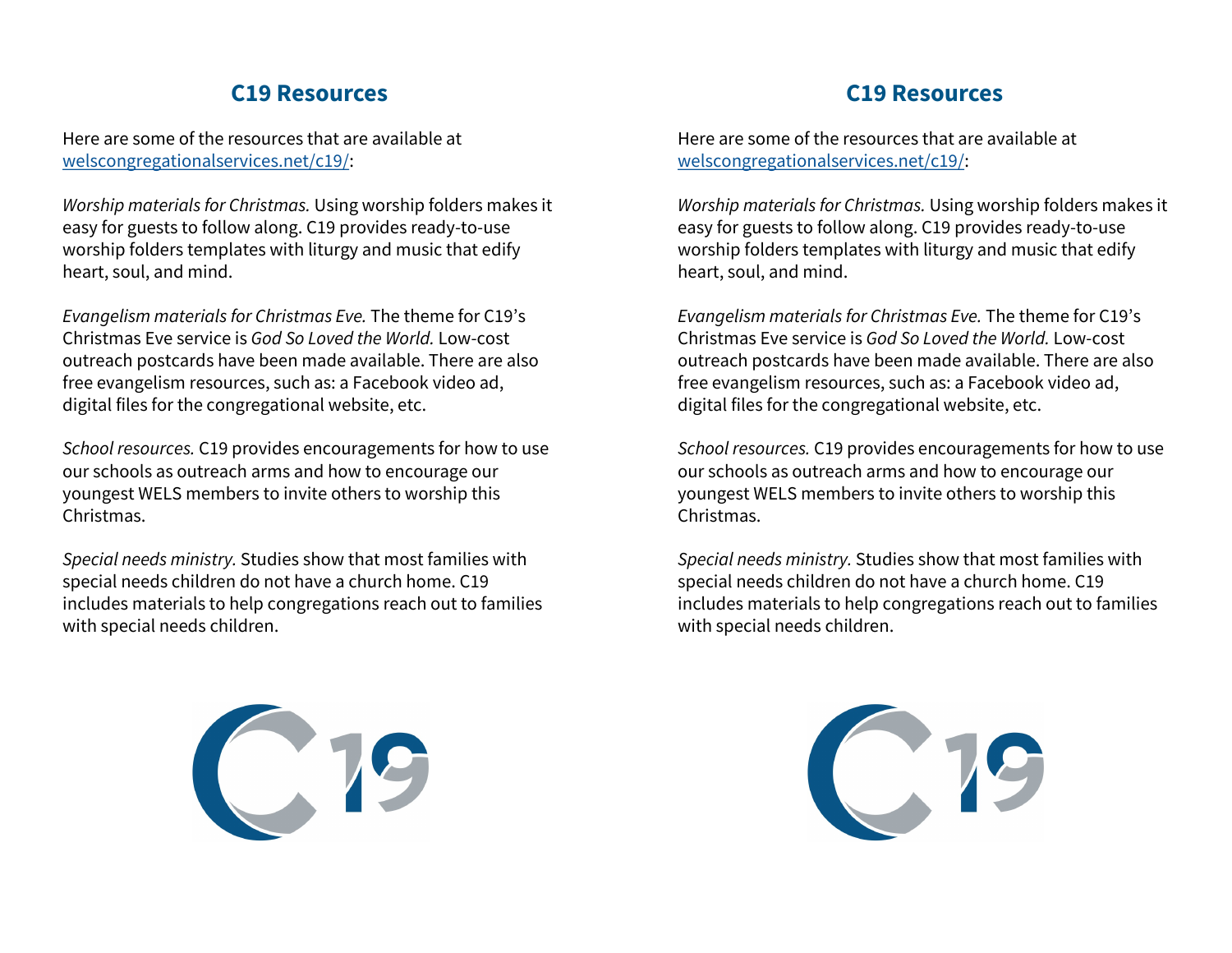## C19 Resources

Here are some of the resources that are available at [welscongregationalservices.net/c19/](welscongregationalservices.net/c19/):

*Worship materials for Christmas.* Using worship folders makes it easy for guests to follow along. C19 provides ready-to-use worship folders templates with liturgy and music that edify heart, soul, and mind.

*Evangelism materials for Christmas Eve.* The theme for C19's Christmas Eve service is *God So Loved the World.* Low-cost outreach postcards have been made available. There are also free evangelism resources, such as: a Facebook video ad, digital files for the congregational website, etc.

*School resources.* C19 provides encouragements for how to use our schools as outreach arms and how to encourage our youngest WELS members to invite others to worship this Christmas.

*Special needs ministry.* Studies show that most families with special needs children do not have a church home. C19 includes materials to help congregations reach out to families with special needs children.

## C19 Resources

Here are some of the resources that are available at [welscongregationalservices.net/c19/](welscongregationalservices.net/c19/):

*Worship materials for Christmas.* Using worship folders makes it easy for guests to follow along. C19 provides ready-to-use worship folders templates with liturgy and music that edify heart, soul, and mind.

*Evangelism materials for Christmas Eve.* The theme for C19's Christmas Eve service is *God So Loved the World.* Low-cost outreach postcards have been made available. There are also free evangelism resources, such as: a Facebook video ad, digital files for the congregational website, etc.

*School resources.* C19 provides encouragements for how to use our schools as outreach arms and how to encourage our youngest WELS members to invite others to worship this Christmas.

*Special needs ministry.* Studies show that most families with special needs children do not have a church home. C19 includes materials to help congregations reach out to families with special needs children.